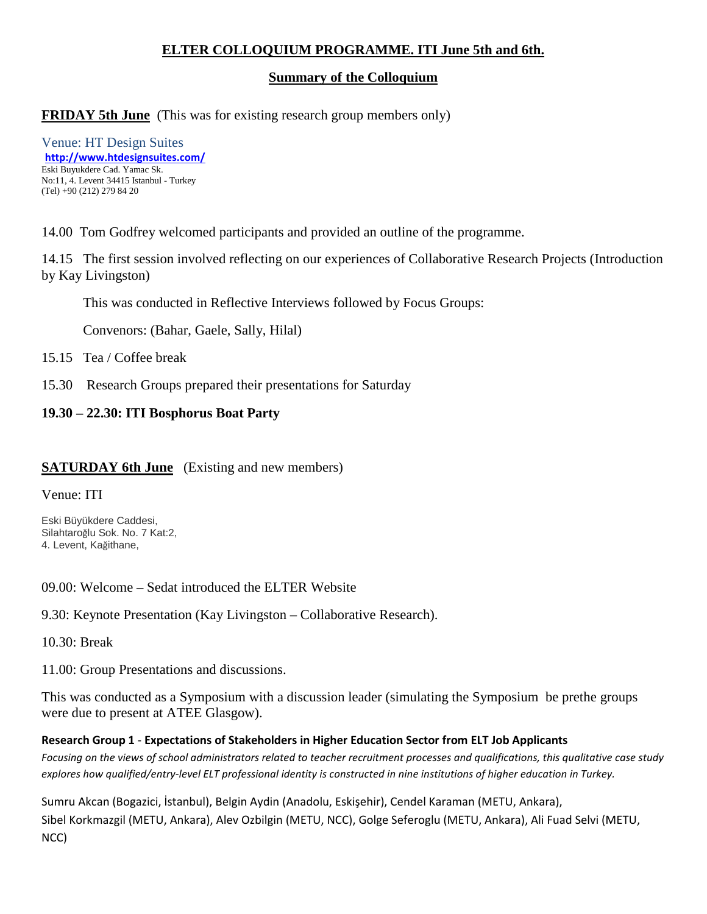# ELTER COLLOQUIUM PROGRAMME. ITI June 5th and 6th.

## Summary of the Colloquium

**FRIDAY 5th June** (This was for existing research group members only)

Venue: HT Design Suites
**http://www.htdesignsuites.com/**
Eski Buyukdere Cad. Yamac Sk.
No:11, 4. Levent 34415 Istanbul - Turkey
(Tel) +90 (212) 279 84 20

14.00 Tom Godfrey welcomed participants and provided an outline of the programme.

14.15 The first session involved reflecting on our experiences of Collaborative Research Projects (Introduction by Kay Livingston)

This was conducted in Reflective Interviews followed by Focus Groups:

Convenors: (Bahar, Gaele, Sally, Hilal)

15.15 Tea / Coffee break

15.30 Research Groups prepared their presentations for Saturday

**19.30 – 22.30: ITI Bosphorus Boat Party**

**SATURDAY 6th June** (Existing and new members)

Venue: ITI

Eski Büyükdere Caddesi,
Silahtaroğlu Sok. No. 7 Kat:2,
4. Levent, Kağithane,

09.00: Welcome – Sedat introduced the ELTER Website

9.30: Keynote Presentation (Kay Livingston – Collaborative Research).

10.30: Break

11.00: Group Presentations and discussions.

This was conducted as a Symposium with a discussion leader (simulating the Symposium be prethe groups were due to present at ATEE Glasgow).

**Research Group 1** - **Expectations of Stakeholders in Higher Education Sector from ELT Job Applicants**

*Focusing on the views of school administrators related to teacher recruitment processes and qualifications, this qualitative case study explores how qualified/entry-level ELT professional identity is constructed in nine institutions of higher education in Turkey.*

Sumru Akcan (Bogazici, İstanbul), Belgin Aydin (Anadolu, Eskişehir), Cendel Karaman (METU, Ankara), Sibel Korkmazgil (METU, Ankara), Alev Ozbilgin (METU, NCC), Golge Seferoglu (METU, Ankara), Ali Fuad Selvi (METU, NCC)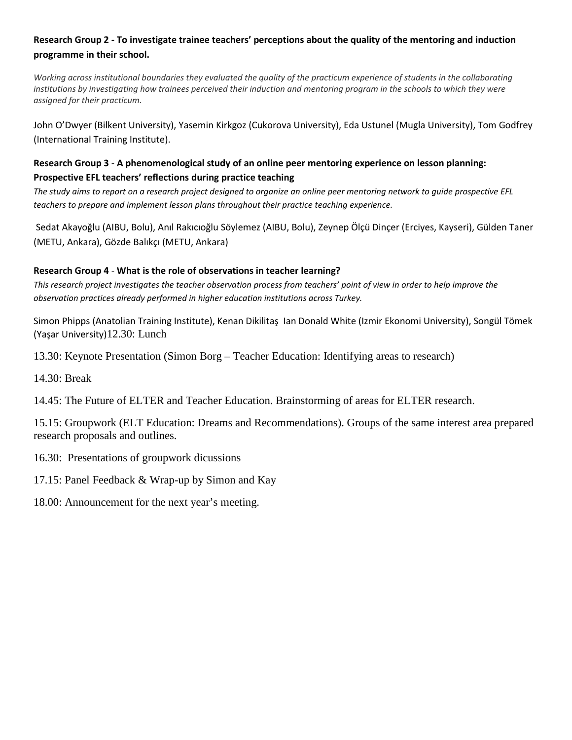**Research Group 2 - To investigate trainee teachers' perceptions about the quality of the mentoring and induction programme in their school.**

*Working across institutional boundaries they evaluated the quality of the practicum experience of students in the collaborating institutions by investigating how trainees perceived their induction and mentoring program in the schools to which they were assigned for their practicum.*

John O'Dwyer (Bilkent University), Yasemin Kirkgoz (Cukorova University), Eda Ustunel (Mugla University), Tom Godfrey (International Training Institute).

**Research Group 3 - A phenomenological study of an online peer mentoring experience on lesson planning: Prospective EFL teachers' reflections during practice teaching**

*The study aims to report on a research project designed to organize an online peer mentoring network to guide prospective EFL teachers to prepare and implement lesson plans throughout their practice teaching experience.*

Sedat Akayoğlu (AIBU, Bolu), Anıl Rakıcıoğlu Söylemez (AIBU, Bolu), Zeynep Ölçü Dinçer (Erciyes, Kayseri), Gülden Taner (METU, Ankara), Gözde Balıkçı (METU, Ankara)

**Research Group 4 - What is the role of observations in teacher learning?**

*This research project investigates the teacher observation process from teachers' point of view in order to help improve the observation practices already performed in higher education institutions across Turkey.*

Simon Phipps (Anatolian Training Institute), Kenan Dikilitaş Ian Donald White (Izmir Ekonomi University), Songül Tömek (Yaşar University)12.30: Lunch

13.30: Keynote Presentation (Simon Borg – Teacher Education: Identifying areas to research)

14.30: Break

14.45: The Future of ELTER and Teacher Education. Brainstorming of areas for ELTER research.

15.15: Groupwork (ELT Education: Dreams and Recommendations). Groups of the same interest area prepared research proposals and outlines.

16.30: Presentations of groupwork dicussions

17.15: Panel Feedback & Wrap-up by Simon and Kay

18.00: Announcement for the next year's meeting.